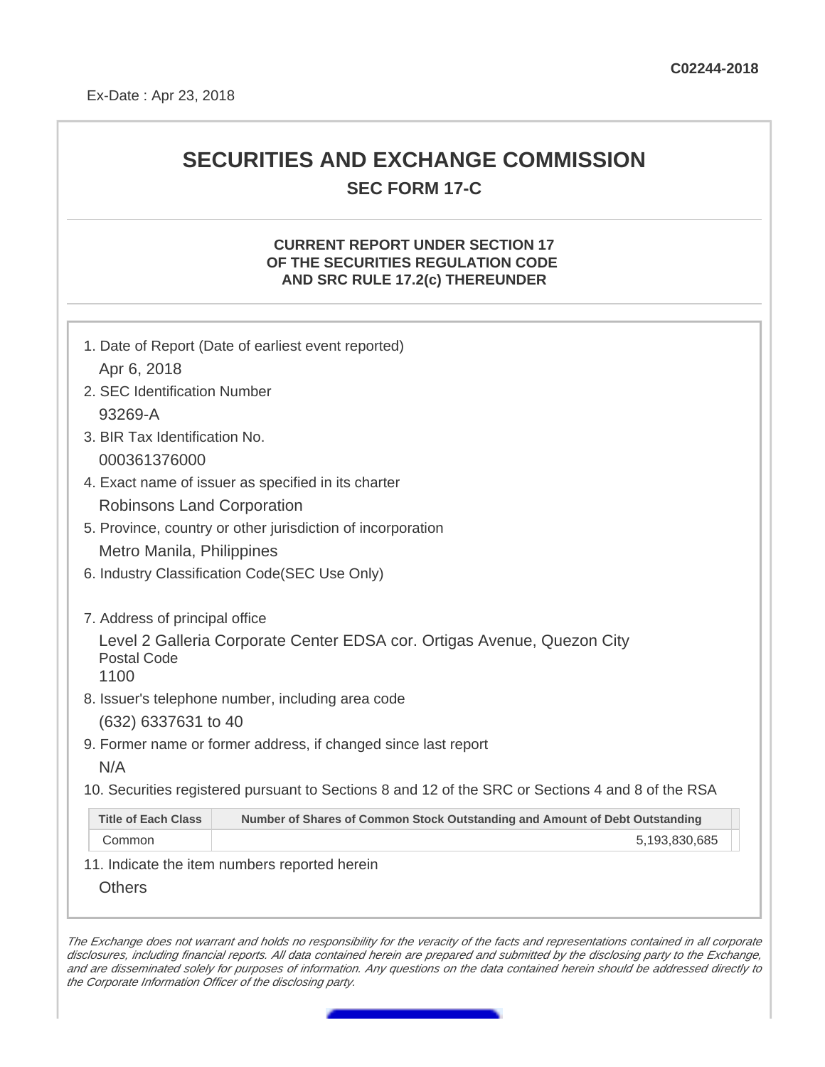C02244-2018

Ex-Date : Apr 23, 2018

# SECURITIES AND EXCHANGE COMMISSION

## SEC FORM 17-C

### CURRENT REPORT UNDER SECTION 17 OF THE SECURITIES REGULATION CODE AND SRC RULE 17.2(c) THEREUNDER

1. Date of Report (Date of earliest event reported)
   Apr 6, 2018
2. SEC Identification Number
   93269-A
3. BIR Tax Identification No.
   000361376000
4. Exact name of issuer as specified in its charter
   Robinsons Land Corporation
5. Province, country or other jurisdiction of incorporation
   Metro Manila, Philippines
6. Industry Classification Code(SEC Use Only)

7. Address of principal office
   Level 2 Galleria Corporate Center EDSA cor. Ortigas Avenue, Quezon City
   Postal Code
   1100
8. Issuer's telephone number, including area code
   (632) 6337631 to 40
9. Former name or former address, if changed since last report
   N/A
10. Securities registered pursuant to Sections 8 and 12 of the SRC or Sections 4 and 8 of the RSA

| Title of Each Class | Number of Shares of Common Stock Outstanding and Amount of Debt Outstanding |
|---|---|
| Common | 5,193,830,685 |

11. Indicate the item numbers reported herein
    Others

*The Exchange does not warrant and holds no responsibility for the veracity of the facts and representations contained in all corporate disclosures, including financial reports. All data contained herein are prepared and submitted by the disclosing party to the Exchange, and are disseminated solely for purposes of information. Any questions on the data contained herein should be addressed directly to the Corporate Information Officer of the disclosing party.*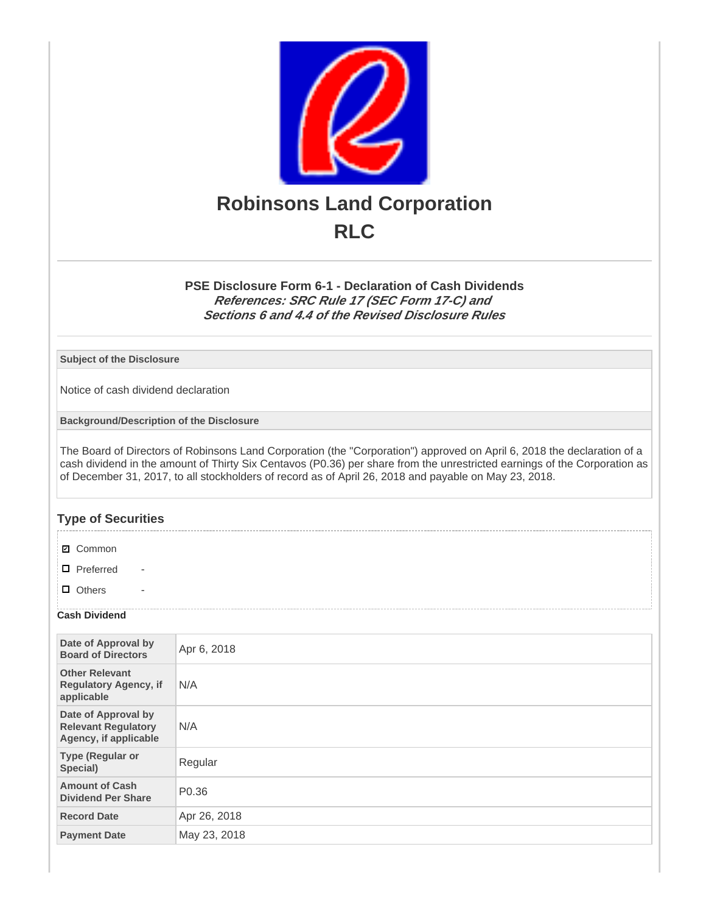# Robinsons Land Corporation

# RLC

### PSE Disclosure Form 6-1 - Declaration of Cash Dividends

***References: SRC Rule 17 (SEC Form 17-C) and Sections 6 and 4.4 of the Revised Disclosure Rules***

| Subject of the Disclosure |
|---|
| Notice of cash dividend declaration |

| Background/Description of the Disclosure |
|---|
| The Board of Directors of Robinsons Land Corporation (the "Corporation") approved on April 6, 2018 the declaration of a cash dividend in the amount of Thirty Six Centavos (P0.36) per share from the unrestricted earnings of the Corporation as of December 31, 2017, to all stockholders of record as of April 26, 2018 and payable on May 23, 2018. |

## Type of Securities

- ☑ Common
- ☐ Preferred -
- ☐ Others -

**Cash Dividend**

| | |
|---|---|
| **Date of Approval by Board of Directors** | Apr 6, 2018 |
| **Other Relevant Regulatory Agency, if applicable** | N/A |
| **Date of Approval by Relevant Regulatory Agency, if applicable** | N/A |
| **Type (Regular or Special)** | Regular |
| **Amount of Cash Dividend Per Share** | P0.36 |
| **Record Date** | Apr 26, 2018 |
| **Payment Date** | May 23, 2018 |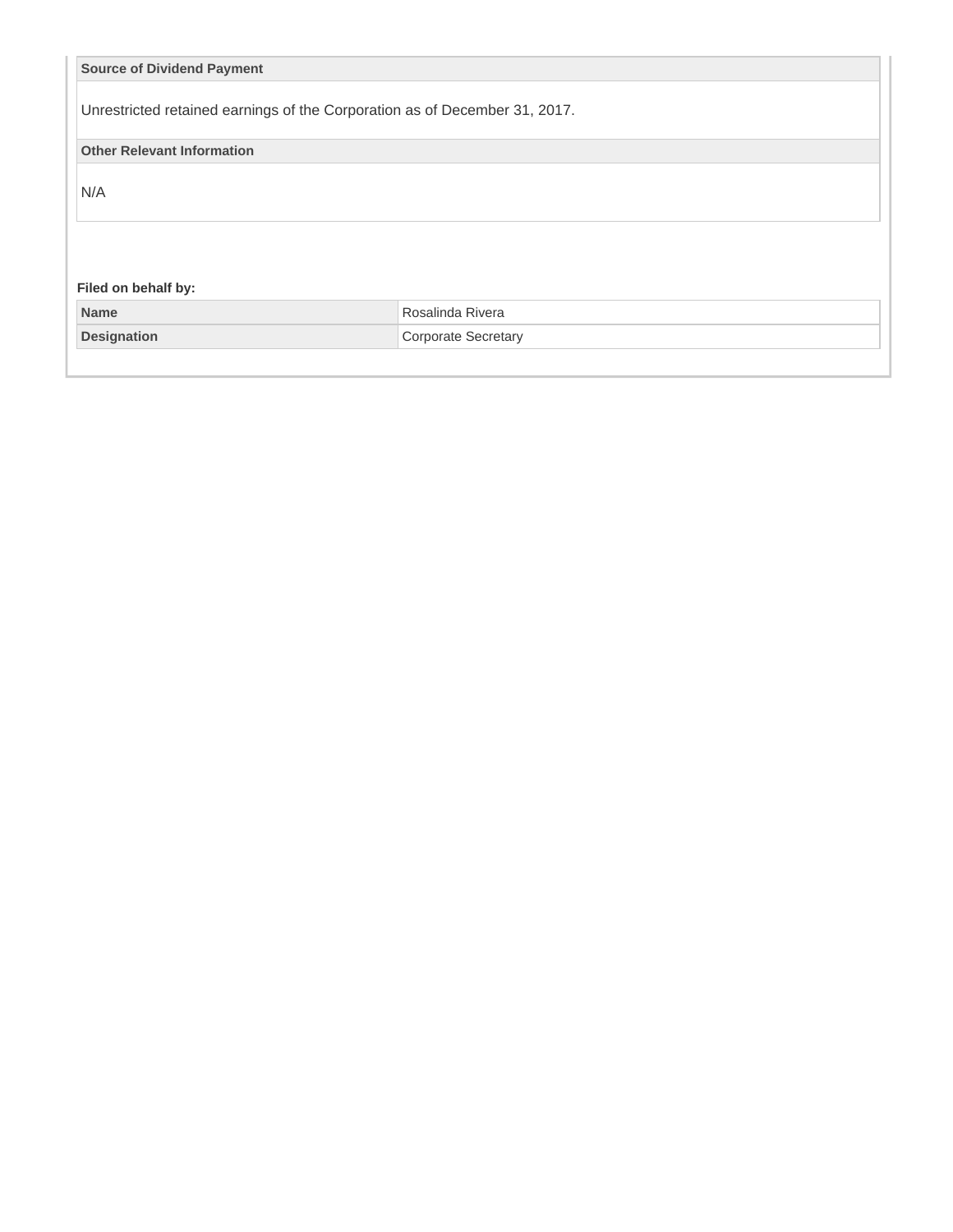**Source of Dividend Payment**

Unrestricted retained earnings of the Corporation as of December 31, 2017.

**Other Relevant Information**

N/A

**Filed on behalf by:**

| | |
|---|---|
| **Name** | Rosalinda Rivera |
| **Designation** | Corporate Secretary |